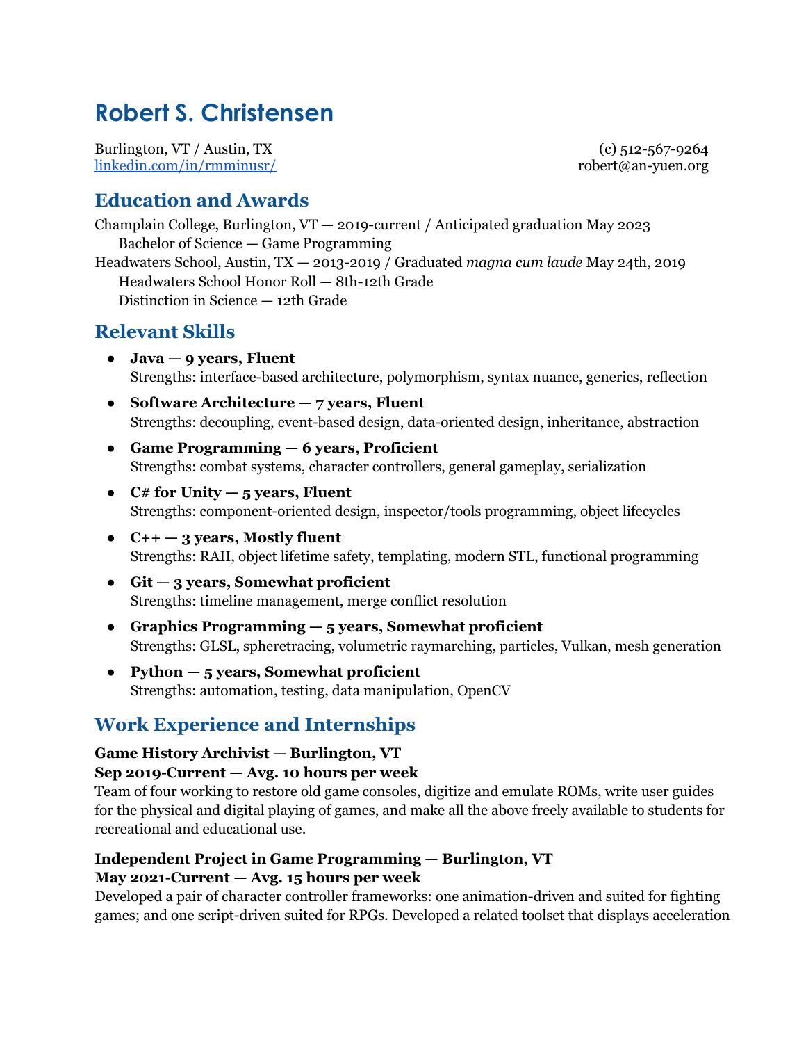# Robert S. Christensen

Burlington, VT / Austin, TX (c) 512-567-9264
[linkedin.com/in/rmminusr/](https://linkedin.com/in/rmminusr/) robert@an-yuen.org

## Education and Awards

Champlain College, Burlington, VT — 2019-current / Anticipated graduation May 2023
  Bachelor of Science — Game Programming
Headwaters School, Austin, TX — 2013-2019 / Graduated *magna cum laude* May 24th, 2019
  Headwaters School Honor Roll — 8th-12th Grade
  Distinction in Science — 12th Grade

## Relevant Skills

- **Java — 9 years, Fluent**
  Strengths: interface-based architecture, polymorphism, syntax nuance, generics, reflection
- **Software Architecture — 7 years, Fluent**
  Strengths: decoupling, event-based design, data-oriented design, inheritance, abstraction
- **Game Programming — 6 years, Proficient**
  Strengths: combat systems, character controllers, general gameplay, serialization
- **C# for Unity — 5 years, Fluent**
  Strengths: component-oriented design, inspector/tools programming, object lifecycles
- **C++ — 3 years, Mostly fluent**
  Strengths: RAII, object lifetime safety, templating, modern STL, functional programming
- **Git — 3 years, Somewhat proficient**
  Strengths: timeline management, merge conflict resolution
- **Graphics Programming — 5 years, Somewhat proficient**
  Strengths: GLSL, spheretracing, volumetric raymarching, particles, Vulkan, mesh generation
- **Python — 5 years, Somewhat proficient**
  Strengths: automation, testing, data manipulation, OpenCV

## Work Experience and Internships

**Game History Archivist — Burlington, VT**
**Sep 2019-Current — Avg. 10 hours per week**
Team of four working to restore old game consoles, digitize and emulate ROMs, write user guides for the physical and digital playing of games, and make all the above freely available to students for recreational and educational use.

**Independent Project in Game Programming — Burlington, VT**
**May 2021-Current — Avg. 15 hours per week**
Developed a pair of character controller frameworks: one animation-driven and suited for fighting games; and one script-driven suited for RPGs. Developed a related toolset that displays acceleration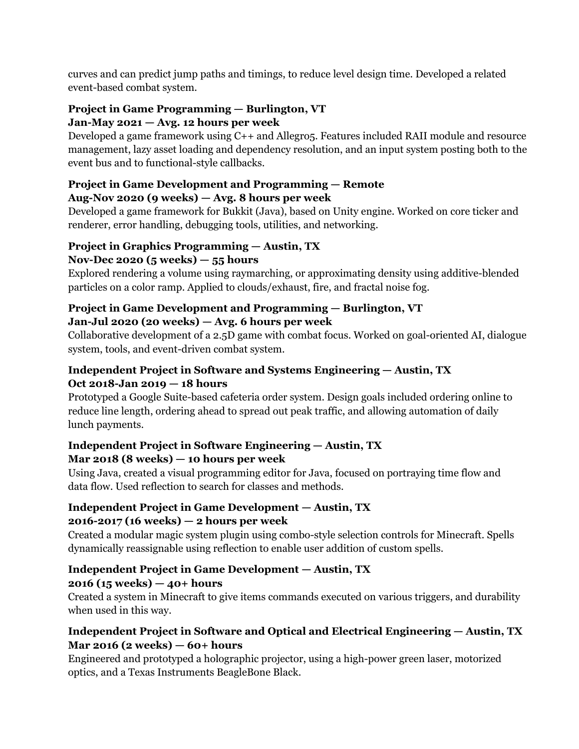curves and can predict jump paths and timings, to reduce level design time. Developed a related event-based combat system.

**Project in Game Programming — Burlington, VT**
**Jan-May 2021 — Avg. 12 hours per week**
Developed a game framework using C++ and Allegro5. Features included RAII module and resource management, lazy asset loading and dependency resolution, and an input system posting both to the event bus and to functional-style callbacks.

**Project in Game Development and Programming — Remote**
**Aug-Nov 2020 (9 weeks) — Avg. 8 hours per week**
Developed a game framework for Bukkit (Java), based on Unity engine. Worked on core ticker and renderer, error handling, debugging tools, utilities, and networking.

**Project in Graphics Programming — Austin, TX**
**Nov-Dec 2020 (5 weeks) — 55 hours**
Explored rendering a volume using raymarching, or approximating density using additive-blended particles on a color ramp. Applied to clouds/exhaust, fire, and fractal noise fog.

**Project in Game Development and Programming — Burlington, VT**
**Jan-Jul 2020 (20 weeks) — Avg. 6 hours per week**
Collaborative development of a 2.5D game with combat focus. Worked on goal-oriented AI, dialogue system, tools, and event-driven combat system.

**Independent Project in Software and Systems Engineering — Austin, TX**
**Oct 2018-Jan 2019 — 18 hours**
Prototyped a Google Suite-based cafeteria order system. Design goals included ordering online to reduce line length, ordering ahead to spread out peak traffic, and allowing automation of daily lunch payments.

**Independent Project in Software Engineering — Austin, TX**
**Mar 2018 (8 weeks) — 10 hours per week**
Using Java, created a visual programming editor for Java, focused on portraying time flow and data flow. Used reflection to search for classes and methods.

**Independent Project in Game Development — Austin, TX**
**2016-2017 (16 weeks) — 2 hours per week**
Created a modular magic system plugin using combo-style selection controls for Minecraft. Spells dynamically reassignable using reflection to enable user addition of custom spells.

**Independent Project in Game Development — Austin, TX**
**2016 (15 weeks) — 40+ hours**
Created a system in Minecraft to give items commands executed on various triggers, and durability when used in this way.

**Independent Project in Software and Optical and Electrical Engineering — Austin, TX**
**Mar 2016 (2 weeks) — 60+ hours**
Engineered and prototyped a holographic projector, using a high-power green laser, motorized optics, and a Texas Instruments BeagleBone Black.